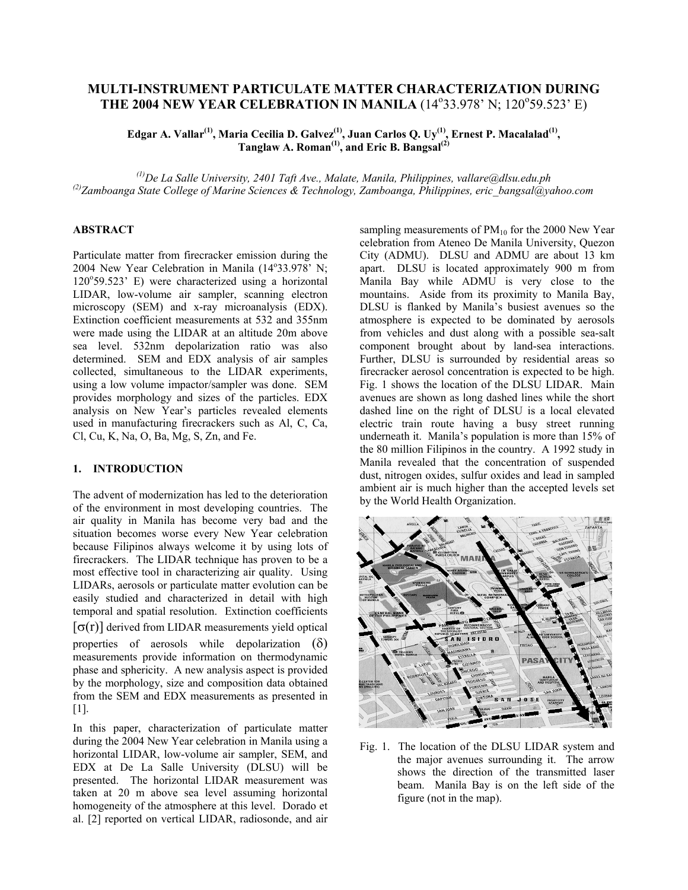# MULTI-INSTRUMENT PARTICULATE MATTER CHARACTERIZATION DURING THE 2004 NEW YEAR CELEBRATION IN MANILA (14°33.978' N; 120°59.523' E)

**Edgar A. Vallar[(1)], Maria Cecilia D. Galvez[(1)], Juan Carlos Q. Uy[(1)], Ernest P. Macalalad[(1)], Tanglaw A. Roman[(1)], and Eric B. Bangsal[(2)]**

*[(1)]De La Salle University, 2401 Taft Ave., Malate, Manila, Philippines, vallare@dlsu.edu.ph*
*[(2)]Zamboanga State College of Marine Sciences & Technology, Zamboanga, Philippines, eric_bangsal@yahoo.com*

## ABSTRACT

Particulate matter from firecracker emission during the 2004 New Year Celebration in Manila (14°33.978' N; 120°59.523' E) were characterized using a horizontal LIDAR, low-volume air sampler, scanning electron microscopy (SEM) and x-ray microanalysis (EDX). Extinction coefficient measurements at 532 and 355nm were made using the LIDAR at an altitude 20m above sea level. 532nm depolarization ratio was also determined. SEM and EDX analysis of air samples collected, simultaneous to the LIDAR experiments, using a low volume impactor/sampler was done. SEM provides morphology and sizes of the particles. EDX analysis on New Year's particles revealed elements used in manufacturing firecrackers such as Al, C, Ca, Cl, Cu, K, Na, O, Ba, Mg, S, Zn, and Fe.

## 1. INTRODUCTION

The advent of modernization has led to the deterioration of the environment in most developing countries. The air quality in Manila has become very bad and the situation becomes worse every New Year celebration because Filipinos always welcome it by using lots of firecrackers. The LIDAR technique has proven to be a most effective tool in characterizing air quality. Using LIDARs, aerosols or particulate matter evolution can be easily studied and characterized in detail with high temporal and spatial resolution. Extinction coefficients $[\sigma(r)]$ derived from LIDAR measurements yield optical properties of aerosols while depolarization $(\delta)$ measurements provide information on thermodynamic phase and sphericity. A new analysis aspect is provided by the morphology, size and composition data obtained from the SEM and EDX measurements as presented in [1].

In this paper, characterization of particulate matter during the 2004 New Year celebration in Manila using a horizontal LIDAR, low-volume air sampler, SEM, and EDX at De La Salle University (DLSU) will be presented. The horizontal LIDAR measurement was taken at 20 m above sea level assuming horizontal homogeneity of the atmosphere at this level. Dorado et al. [2] reported on vertical LIDAR, radiosonde, and air sampling measurements of $PM_{10}$ for the 2000 New Year celebration from Ateneo De Manila University, Quezon City (ADMU). DLSU and ADMU are about 13 km apart. DLSU is located approximately 900 m from Manila Bay while ADMU is very close to the mountains. Aside from its proximity to Manila Bay, DLSU is flanked by Manila's busiest avenues so the atmosphere is expected to be dominated by aerosols from vehicles and dust along with a possible sea-salt component brought about by land-sea interactions. Further, DLSU is surrounded by residential areas so firecracker aerosol concentration is expected to be high. Fig. 1 shows the location of the DLSU LIDAR. Main avenues are shown as long dashed lines while the short dashed line on the right of DLSU is a local elevated electric train route having a busy street running underneath it. Manila's population is more than 15% of the 80 million Filipinos in the country. A 1992 study in Manila revealed that the concentration of suspended dust, nitrogen oxides, sulfur oxides and lead in sampled ambient air is much higher than the accepted levels set by the World Health Organization.

Fig. 1. The location of the DLSU LIDAR system and the major avenues surrounding it. The arrow shows the direction of the transmitted laser beam. Manila Bay is on the left side of the figure (not in the map).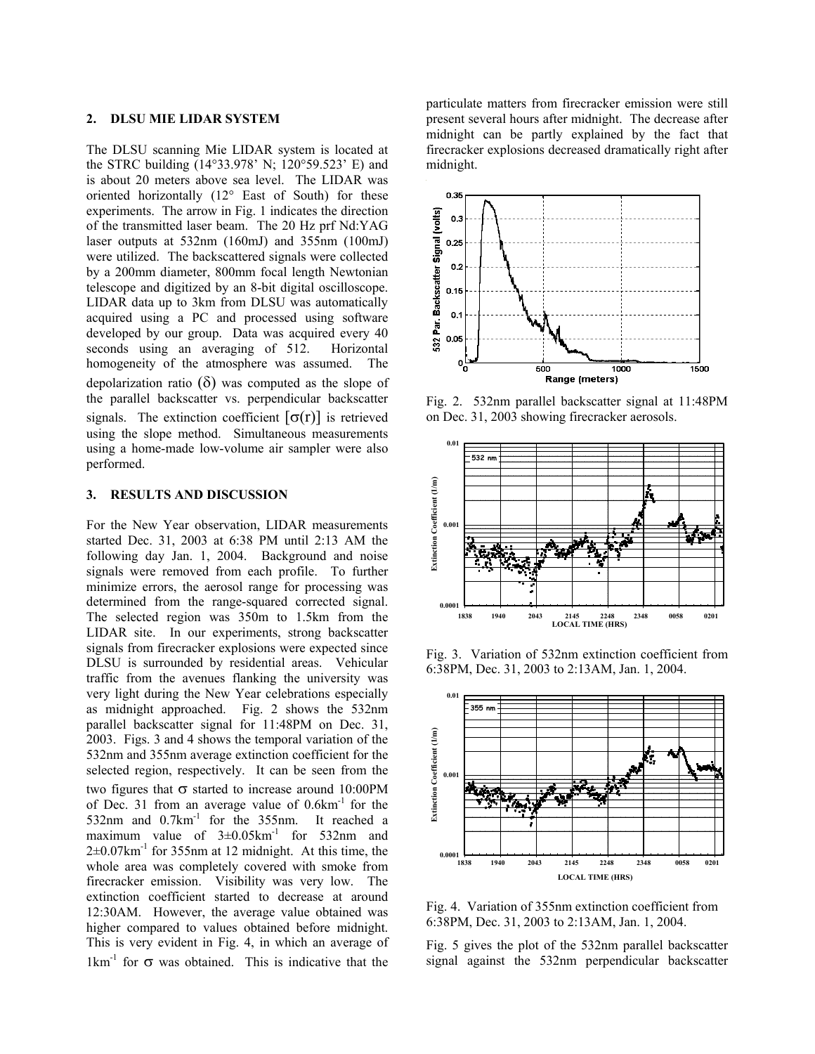## 2. DLSU MIE LIDAR SYSTEM

The DLSU scanning Mie LIDAR system is located at the STRC building (14°33.978' N; 120°59.523' E) and is about 20 meters above sea level. The LIDAR was oriented horizontally (12° East of South) for these experiments. The arrow in Fig. 1 indicates the direction of the transmitted laser beam. The 20 Hz prf Nd:YAG laser outputs at 532nm (160mJ) and 355nm (100mJ) were utilized. The backscattered signals were collected by a 200mm diameter, 800mm focal length Newtonian telescope and digitized by an 8-bit digital oscilloscope. LIDAR data up to 3km from DLSU was automatically acquired using a PC and processed using software developed by our group. Data was acquired every 40 seconds using an averaging of 512. Horizontal homogeneity of the atmosphere was assumed. The depolarization ratio ($\delta$) was computed as the slope of the parallel backscatter vs. perpendicular backscatter signals. The extinction coefficient $[\sigma(r)]$ is retrieved using the slope method. Simultaneous measurements using a home-made low-volume air sampler were also performed.

## 3. RESULTS AND DISCUSSION

For the New Year observation, LIDAR measurements started Dec. 31, 2003 at 6:38 PM until 2:13 AM the following day Jan. 1, 2004. Background and noise signals were removed from each profile. To further minimize errors, the aerosol range for processing was determined from the range-squared corrected signal. The selected region was 350m to 1.5km from the LIDAR site. In our experiments, strong backscatter signals from firecracker explosions were expected since DLSU is surrounded by residential areas. Vehicular traffic from the avenues flanking the university was very light during the New Year celebrations especially as midnight approached. Fig. 2 shows the 532nm parallel backscatter signal for 11:48PM on Dec. 31, 2003. Figs. 3 and 4 shows the temporal variation of the 532nm and 355nm average extinction coefficient for the selected region, respectively. It can be seen from the two figures that $\sigma$ started to increase around 10:00PM of Dec. 31 from an average value of $0.6\text{km}^{-1}$ for the 532nm and $0.7\text{km}^{-1}$ for the 355nm. It reached a maximum value of $3\pm0.05\text{km}^{-1}$ for 532nm and $2\pm0.07\text{km}^{-1}$ for 355nm at 12 midnight. At this time, the whole area was completely covered with smoke from firecracker emission. Visibility was very low. The extinction coefficient started to decrease at around 12:30AM. However, the average value obtained was higher compared to values obtained before midnight. This is very evident in Fig. 4, in which an average of $1\text{km}^{-1}$ for $\sigma$ was obtained. This is indicative that the particulate matters from firecracker emission were still present several hours after midnight. The decrease after midnight can be partly explained by the fact that firecracker explosions decreased dramatically right after midnight.

Fig. 2. 532nm parallel backscatter signal at 11:48PM on Dec. 31, 2003 showing firecracker aerosols.

Fig. 3. Variation of 532nm extinction coefficient from 6:38PM, Dec. 31, 2003 to 2:13AM, Jan. 1, 2004.

Fig. 4. Variation of 355nm extinction coefficient from 6:38PM, Dec. 31, 2003 to 2:13AM, Jan. 1, 2004.

Fig. 5 gives the plot of the 532nm parallel backscatter signal against the 532nm perpendicular backscatter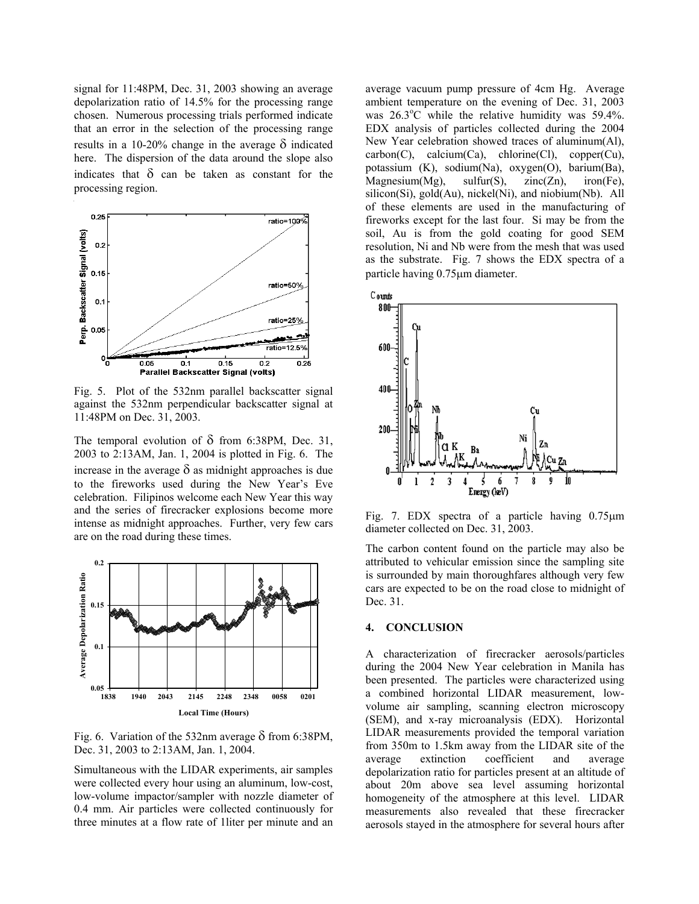signal for 11:48PM, Dec. 31, 2003 showing an average depolarization ratio of 14.5% for the processing range chosen. Numerous processing trials performed indicate that an error in the selection of the processing range results in a 10-20% change in the average $\delta$ indicated here. The dispersion of the data around the slope also indicates that $\delta$ can be taken as constant for the processing region.

Fig. 5. Plot of the 532nm parallel backscatter signal against the 532nm perpendicular backscatter signal at 11:48PM on Dec. 31, 2003.

The temporal evolution of $\delta$ from 6:38PM, Dec. 31, 2003 to 2:13AM, Jan. 1, 2004 is plotted in Fig. 6. The increase in the average $\delta$ as midnight approaches is due to the fireworks used during the New Year's Eve celebration. Filipinos welcome each New Year this way and the series of firecracker explosions become more intense as midnight approaches. Further, very few cars are on the road during these times.

Fig. 6. Variation of the 532nm average $\delta$ from 6:38PM, Dec. 31, 2003 to 2:13AM, Jan. 1, 2004.

Simultaneous with the LIDAR experiments, air samples were collected every hour using an aluminum, low-cost, low-volume impactor/sampler with nozzle diameter of 0.4 mm. Air particles were collected continuously for three minutes at a flow rate of 1liter per minute and an average vacuum pump pressure of 4cm Hg. Average ambient temperature on the evening of Dec. 31, 2003 was 26.3°C while the relative humidity was 59.4%. EDX analysis of particles collected during the 2004 New Year celebration showed traces of aluminum(Al), carbon(C), calcium(Ca), chlorine(Cl), copper(Cu), potassium (K), sodium(Na), oxygen(O), barium(Ba), Magnesium(Mg), sulfur(S), zinc(Zn), iron(Fe), silicon(Si), gold(Au), nickel(Ni), and niobium(Nb). All of these elements are used in the manufacturing of fireworks except for the last four. Si may be from the soil, Au is from the gold coating for good SEM resolution, Ni and Nb were from the mesh that was used as the substrate. Fig. 7 shows the EDX spectra of a particle having 0.75μm diameter.

Fig. 7. EDX spectra of a particle having 0.75μm diameter collected on Dec. 31, 2003.

The carbon content found on the particle may also be attributed to vehicular emission since the sampling site is surrounded by main thoroughfares although very few cars are expected to be on the road close to midnight of Dec. 31.

## 4. CONCLUSION

A characterization of firecracker aerosols/particles during the 2004 New Year celebration in Manila has been presented. The particles were characterized using a combined horizontal LIDAR measurement, low-volume air sampling, scanning electron microscopy (SEM), and x-ray microanalysis (EDX). Horizontal LIDAR measurements provided the temporal variation from 350m to 1.5km away from the LIDAR site of the average extinction coefficient and average depolarization ratio for particles present at an altitude of about 20m above sea level assuming horizontal homogeneity of the atmosphere at this level. LIDAR measurements also revealed that these firecracker aerosols stayed in the atmosphere for several hours after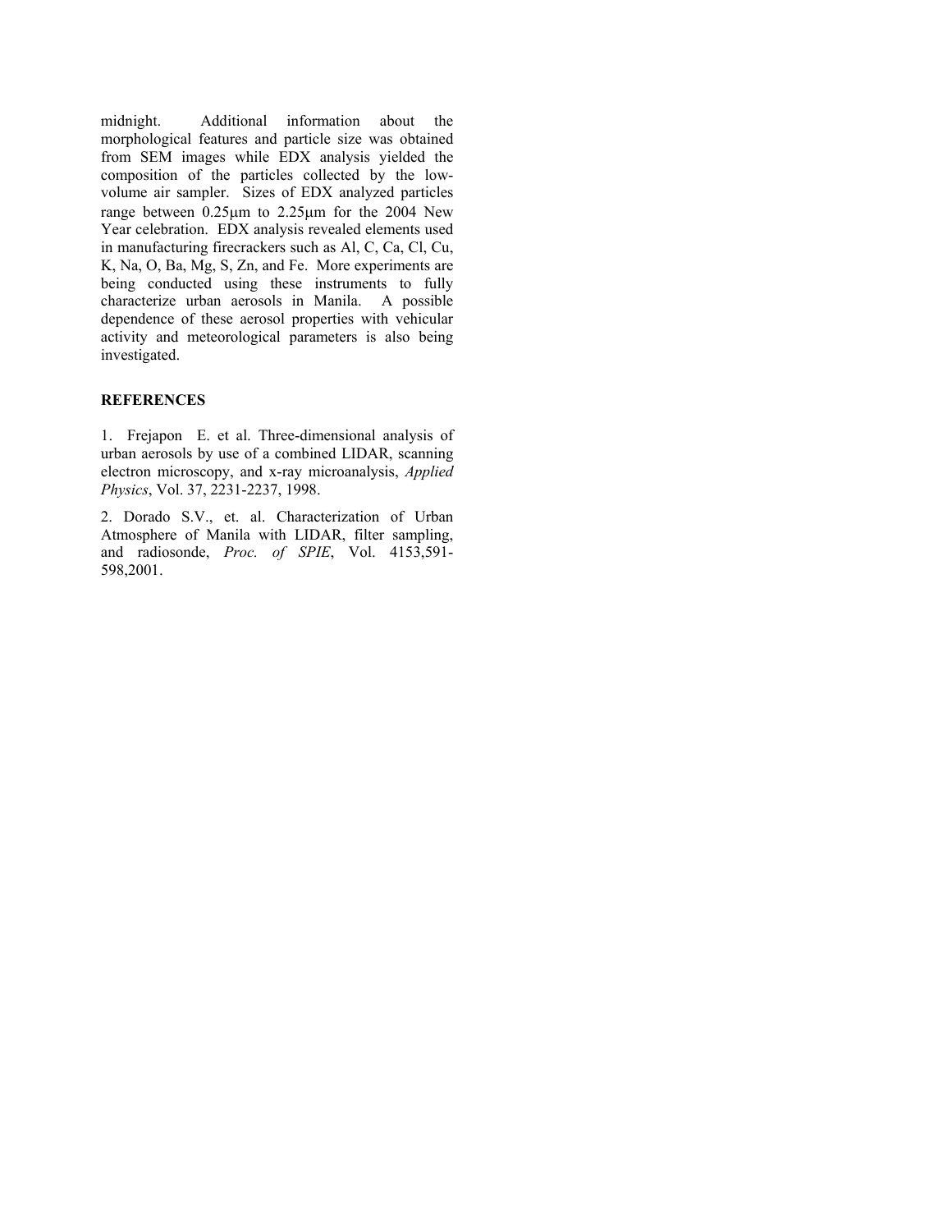midnight. Additional information about the morphological features and particle size was obtained from SEM images while EDX analysis yielded the composition of the particles collected by the low-volume air sampler. Sizes of EDX analyzed particles range between 0.25μm to 2.25μm for the 2004 New Year celebration. EDX analysis revealed elements used in manufacturing firecrackers such as Al, C, Ca, Cl, Cu, K, Na, O, Ba, Mg, S, Zn, and Fe. More experiments are being conducted using these instruments to fully characterize urban aerosols in Manila. A possible dependence of these aerosol properties with vehicular activity and meteorological parameters is also being investigated.

## REFERENCES

1. Frejapon E. et al. Three-dimensional analysis of urban aerosols by use of a combined LIDAR, scanning electron microscopy, and x-ray microanalysis, *Applied Physics*, Vol. 37, 2231-2237, 1998.

2. Dorado S.V., et. al. Characterization of Urban Atmosphere of Manila with LIDAR, filter sampling, and radiosonde, *Proc. of SPIE*, Vol. 4153,591-598,2001.